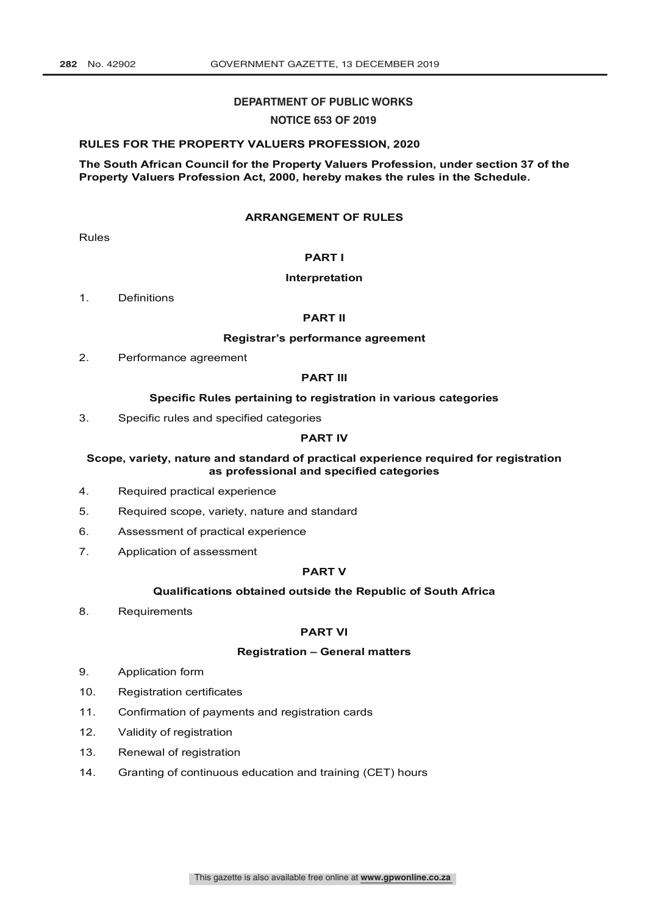**DEPARTMENT OF PUBLIC WORKS**

**NOTICE 653 OF 2019**

**RULES FOR THE PROPERTY VALUERS PROFESSION, 2020**

**The South African Council for the Property Valuers Profession, under section 37 of the Property Valuers Profession Act, 2000, hereby makes the rules in the Schedule.**

## ARRANGEMENT OF RULES

Rules

### PART I

**Interpretation**

1. Definitions

### PART II

**Registrar's performance agreement**

2. Performance agreement

### PART III

**Specific Rules pertaining to registration in various categories**

3. Specific rules and specified categories

### PART IV

**Scope, variety, nature and standard of practical experience required for registration as professional and specified categories**

4. Required practical experience
5. Required scope, variety, nature and standard
6. Assessment of practical experience
7. Application of assessment

### PART V

**Qualifications obtained outside the Republic of South Africa**

8. Requirements

### PART VI

**Registration – General matters**

9. Application form
10. Registration certificates
11. Confirmation of payments and registration cards
12. Validity of registration
13. Renewal of registration
14. Granting of continuous education and training (CET) hours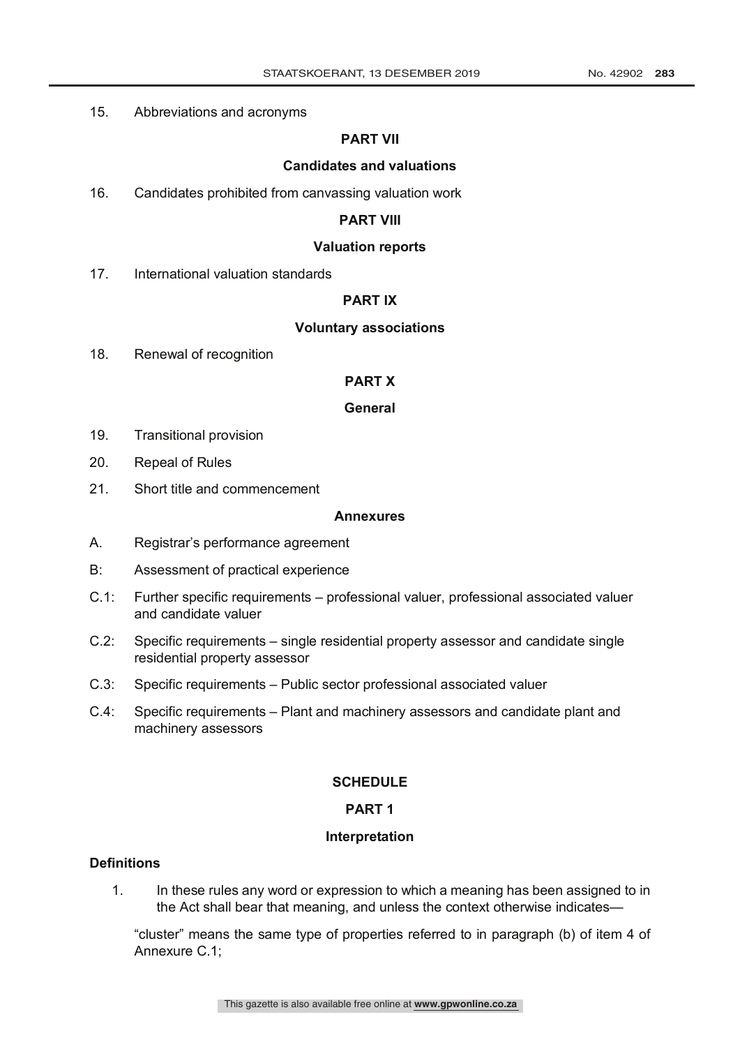15. Abbreviations and acronyms

**PART VII**

**Candidates and valuations**

16. Candidates prohibited from canvassing valuation work

**PART VIII**

**Valuation reports**

17. International valuation standards

**PART IX**

**Voluntary associations**

18. Renewal of recognition

**PART X**

**General**

19. Transitional provision

20. Repeal of Rules

21. Short title and commencement

**Annexures**

A. Registrar's performance agreement

B: Assessment of practical experience

C.1: Further specific requirements – professional valuer, professional associated valuer and candidate valuer

C.2: Specific requirements – single residential property assessor and candidate single residential property assessor

C.3: Specific requirements – Public sector professional associated valuer

C.4: Specific requirements – Plant and machinery assessors and candidate plant and machinery assessors

**SCHEDULE**

**PART 1**

**Interpretation**

**Definitions**

1. In these rules any word or expression to which a meaning has been assigned to in the Act shall bear that meaning, and unless the context otherwise indicates—

"cluster" means the same type of properties referred to in paragraph (b) of item 4 of Annexure C.1;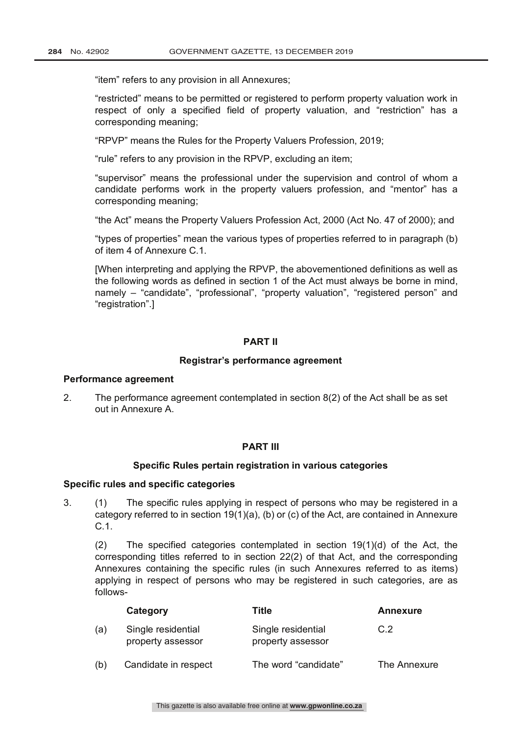"item" refers to any provision in all Annexures;

"restricted" means to be permitted or registered to perform property valuation work in respect of only a specified field of property valuation, and "restriction" has a corresponding meaning;

"RPVP" means the Rules for the Property Valuers Profession, 2019;

"rule" refers to any provision in the RPVP, excluding an item;

"supervisor" means the professional under the supervision and control of whom a candidate performs work in the property valuers profession, and "mentor" has a corresponding meaning;

"the Act" means the Property Valuers Profession Act, 2000 (Act No. 47 of 2000); and

"types of properties" mean the various types of properties referred to in paragraph (b) of item 4 of Annexure C.1.

[When interpreting and applying the RPVP, the abovementioned definitions as well as the following words as defined in section 1 of the Act must always be borne in mind, namely – "candidate", "professional", "property valuation", "registered person" and "registration".]

## PART II

### Registrar's performance agreement

**Performance agreement**

2. The performance agreement contemplated in section 8(2) of the Act shall be as set out in Annexure A.

## PART III

### Specific Rules pertain registration in various categories

**Specific rules and specific categories**

3. (1) The specific rules applying in respect of persons who may be registered in a category referred to in section 19(1)(a), (b) or (c) of the Act, are contained in Annexure C.1.

(2) The specified categories contemplated in section 19(1)(d) of the Act, the corresponding titles referred to in section 22(2) of that Act, and the corresponding Annexures containing the specific rules (in such Annexures referred to as items) applying in respect of persons who may be registered in such categories, are as follows-

| | Category | Title | Annexure |
|---|---|---|---|
| (a) | Single residential property assessor | Single residential property assessor | C.2 |
| (b) | Candidate in respect | The word "candidate" | The Annexure |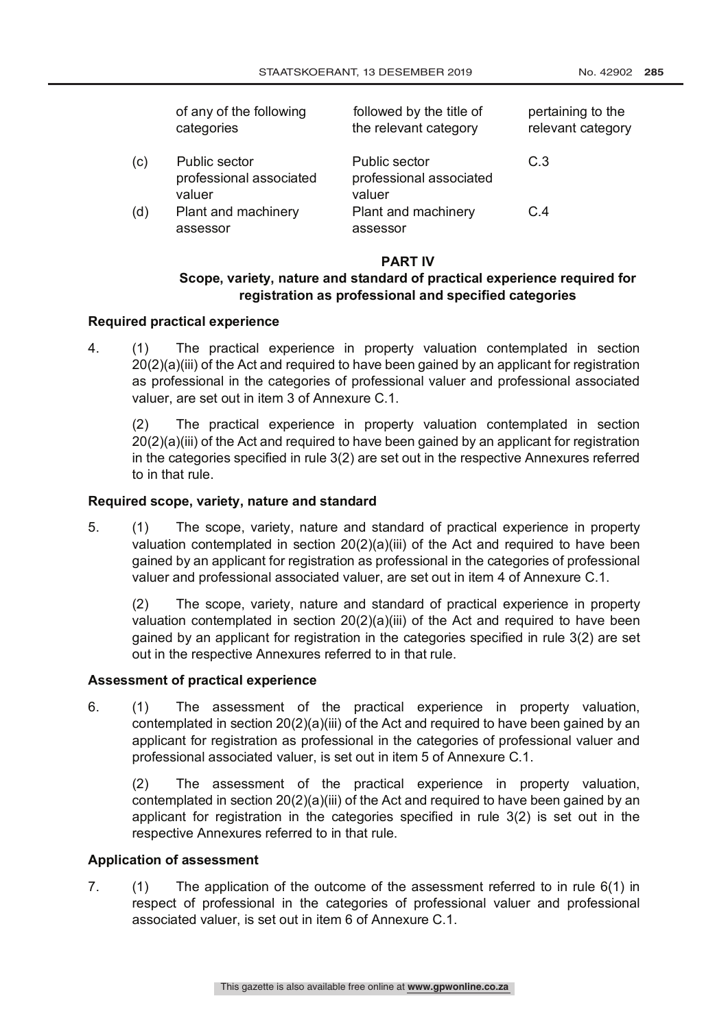| | of any of the following categories | followed by the title of the relevant category | pertaining to the relevant category |
|---|---|---|---|
| (c) | Public sector professional associated valuer | Public sector professional associated valuer | C.3 |
| (d) | Plant and machinery assessor | Plant and machinery assessor | C.4 |

## PART IV

### Scope, variety, nature and standard of practical experience required for registration as professional and specified categories

**Required practical experience**

4. (1) The practical experience in property valuation contemplated in section 20(2)(a)(iii) of the Act and required to have been gained by an applicant for registration as professional in the categories of professional valuer and professional associated valuer, are set out in item 3 of Annexure C.1.

(2) The practical experience in property valuation contemplated in section 20(2)(a)(iii) of the Act and required to have been gained by an applicant for registration in the categories specified in rule 3(2) are set out in the respective Annexures referred to in that rule.

**Required scope, variety, nature and standard**

5. (1) The scope, variety, nature and standard of practical experience in property valuation contemplated in section 20(2)(a)(iii) of the Act and required to have been gained by an applicant for registration as professional in the categories of professional valuer and professional associated valuer, are set out in item 4 of Annexure C.1.

(2) The scope, variety, nature and standard of practical experience in property valuation contemplated in section 20(2)(a)(iii) of the Act and required to have been gained by an applicant for registration in the categories specified in rule 3(2) are set out in the respective Annexures referred to in that rule.

**Assessment of practical experience**

6. (1) The assessment of the practical experience in property valuation, contemplated in section 20(2)(a)(iii) of the Act and required to have been gained by an applicant for registration as professional in the categories of professional valuer and professional associated valuer, is set out in item 5 of Annexure C.1.

(2) The assessment of the practical experience in property valuation, contemplated in section 20(2)(a)(iii) of the Act and required to have been gained by an applicant for registration in the categories specified in rule 3(2) is set out in the respective Annexures referred to in that rule.

**Application of assessment**

7. (1) The application of the outcome of the assessment referred to in rule 6(1) in respect of professional in the categories of professional valuer and professional associated valuer, is set out in item 6 of Annexure C.1.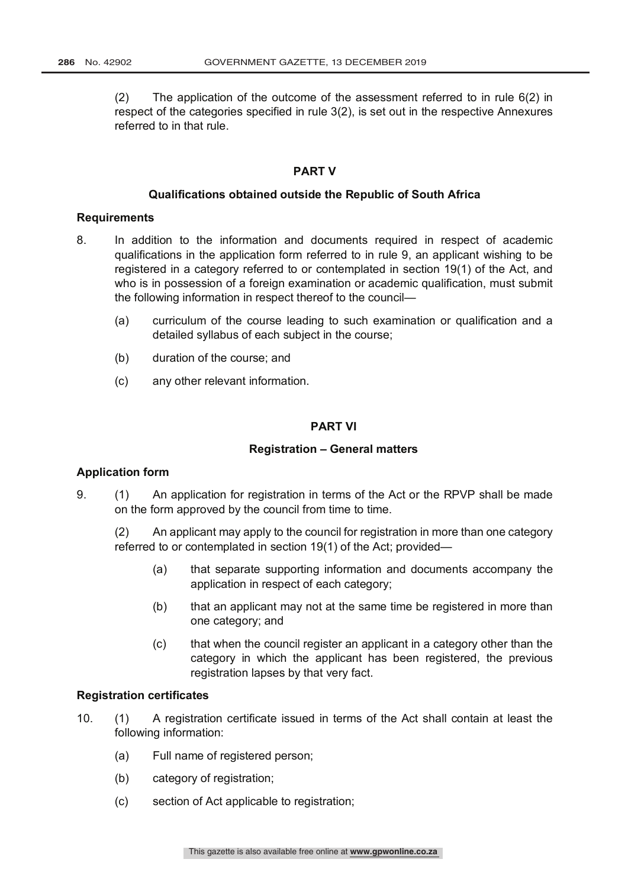(2) The application of the outcome of the assessment referred to in rule 6(2) in respect of the categories specified in rule 3(2), is set out in the respective Annexures referred to in that rule.

## PART V

### Qualifications obtained outside the Republic of South Africa

**Requirements**

8. In addition to the information and documents required in respect of academic qualifications in the application form referred to in rule 9, an applicant wishing to be registered in a category referred to or contemplated in section 19(1) of the Act, and who is in possession of a foreign examination or academic qualification, must submit the following information in respect thereof to the council—

   (a) curriculum of the course leading to such examination or qualification and a detailed syllabus of each subject in the course;

   (b) duration of the course; and

   (c) any other relevant information.

## PART VI

### Registration – General matters

**Application form**

9. (1) An application for registration in terms of the Act or the RPVP shall be made on the form approved by the council from time to time.

   (2) An applicant may apply to the council for registration in more than one category referred to or contemplated in section 19(1) of the Act; provided—

   (a) that separate supporting information and documents accompany the application in respect of each category;

   (b) that an applicant may not at the same time be registered in more than one category; and

   (c) that when the council register an applicant in a category other than the category in which the applicant has been registered, the previous registration lapses by that very fact.

**Registration certificates**

10. (1) A registration certificate issued in terms of the Act shall contain at least the following information:

   (a) Full name of registered person;

   (b) category of registration;

   (c) section of Act applicable to registration;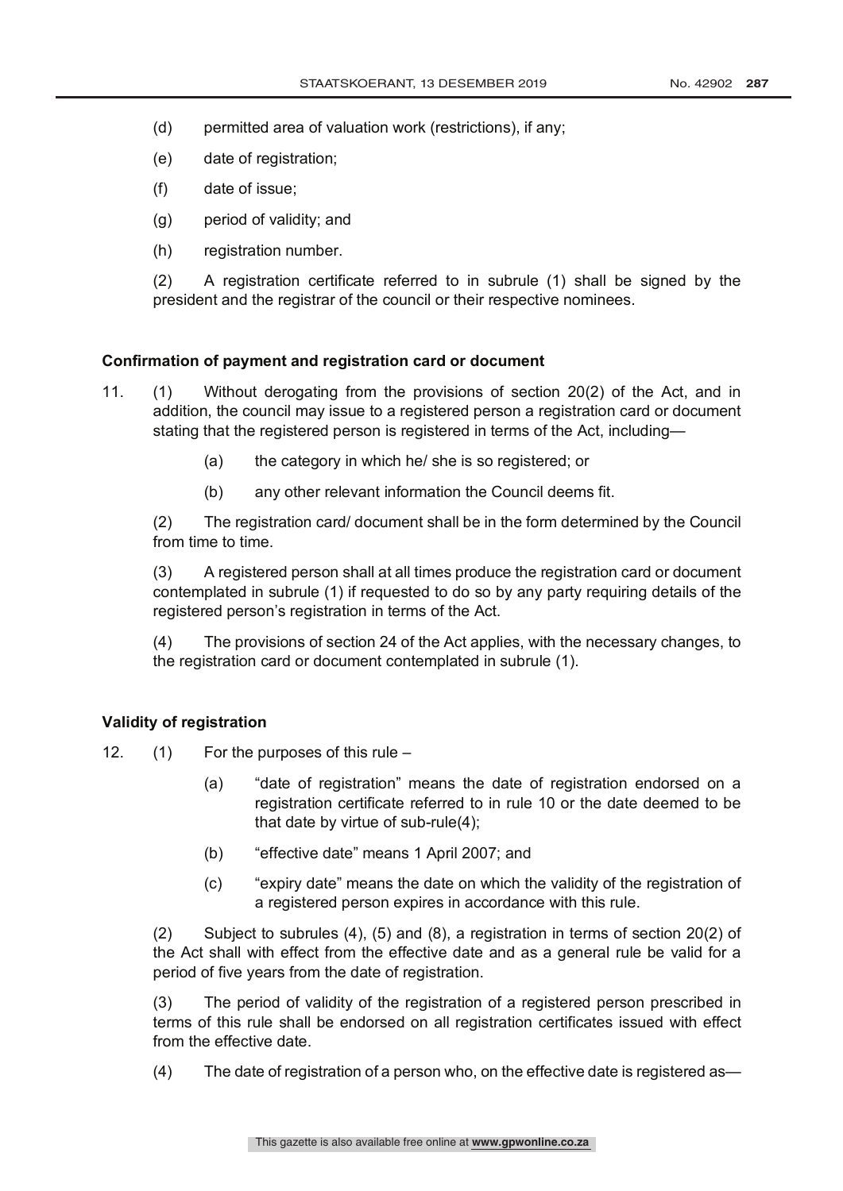(d) permitted area of valuation work (restrictions), if any;

(e) date of registration;

(f) date of issue;

(g) period of validity; and

(h) registration number.

(2) A registration certificate referred to in subrule (1) shall be signed by the president and the registrar of the council or their respective nominees.

**Confirmation of payment and registration card or document**

11. (1) Without derogating from the provisions of section 20(2) of the Act, and in addition, the council may issue to a registered person a registration card or document stating that the registered person is registered in terms of the Act, including—

(a) the category in which he/ she is so registered; or

(b) any other relevant information the Council deems fit.

(2) The registration card/ document shall be in the form determined by the Council from time to time.

(3) A registered person shall at all times produce the registration card or document contemplated in subrule (1) if requested to do so by any party requiring details of the registered person's registration in terms of the Act.

(4) The provisions of section 24 of the Act applies, with the necessary changes, to the registration card or document contemplated in subrule (1).

**Validity of registration**

12. (1) For the purposes of this rule –

(a) "date of registration" means the date of registration endorsed on a registration certificate referred to in rule 10 or the date deemed to be that date by virtue of sub-rule(4);

(b) "effective date" means 1 April 2007; and

(c) "expiry date" means the date on which the validity of the registration of a registered person expires in accordance with this rule.

(2) Subject to subrules (4), (5) and (8), a registration in terms of section 20(2) of the Act shall with effect from the effective date and as a general rule be valid for a period of five years from the date of registration.

(3) The period of validity of the registration of a registered person prescribed in terms of this rule shall be endorsed on all registration certificates issued with effect from the effective date.

(4) The date of registration of a person who, on the effective date is registered as—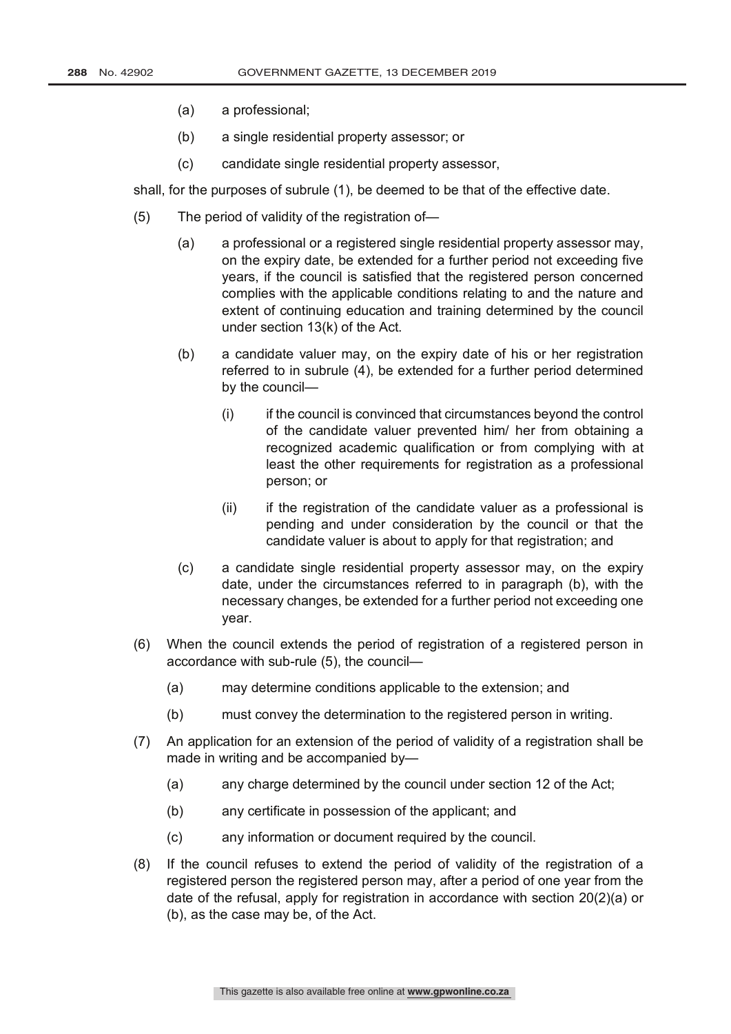(a) a professional;

(b) a single residential property assessor; or

(c) candidate single residential property assessor,

shall, for the purposes of subrule (1), be deemed to be that of the effective date.

(5) The period of validity of the registration of—

(a) a professional or a registered single residential property assessor may, on the expiry date, be extended for a further period not exceeding five years, if the council is satisfied that the registered person concerned complies with the applicable conditions relating to and the nature and extent of continuing education and training determined by the council under section 13(k) of the Act.

(b) a candidate valuer may, on the expiry date of his or her registration referred to in subrule (4), be extended for a further period determined by the council—

(i) if the council is convinced that circumstances beyond the control of the candidate valuer prevented him/ her from obtaining a recognized academic qualification or from complying with at least the other requirements for registration as a professional person; or

(ii) if the registration of the candidate valuer as a professional is pending and under consideration by the council or that the candidate valuer is about to apply for that registration; and

(c) a candidate single residential property assessor may, on the expiry date, under the circumstances referred to in paragraph (b), with the necessary changes, be extended for a further period not exceeding one year.

(6) When the council extends the period of registration of a registered person in accordance with sub-rule (5), the council—

(a) may determine conditions applicable to the extension; and

(b) must convey the determination to the registered person in writing.

(7) An application for an extension of the period of validity of a registration shall be made in writing and be accompanied by—

(a) any charge determined by the council under section 12 of the Act;

(b) any certificate in possession of the applicant; and

(c) any information or document required by the council.

(8) If the council refuses to extend the period of validity of the registration of a registered person the registered person may, after a period of one year from the date of the refusal, apply for registration in accordance with section 20(2)(a) or (b), as the case may be, of the Act.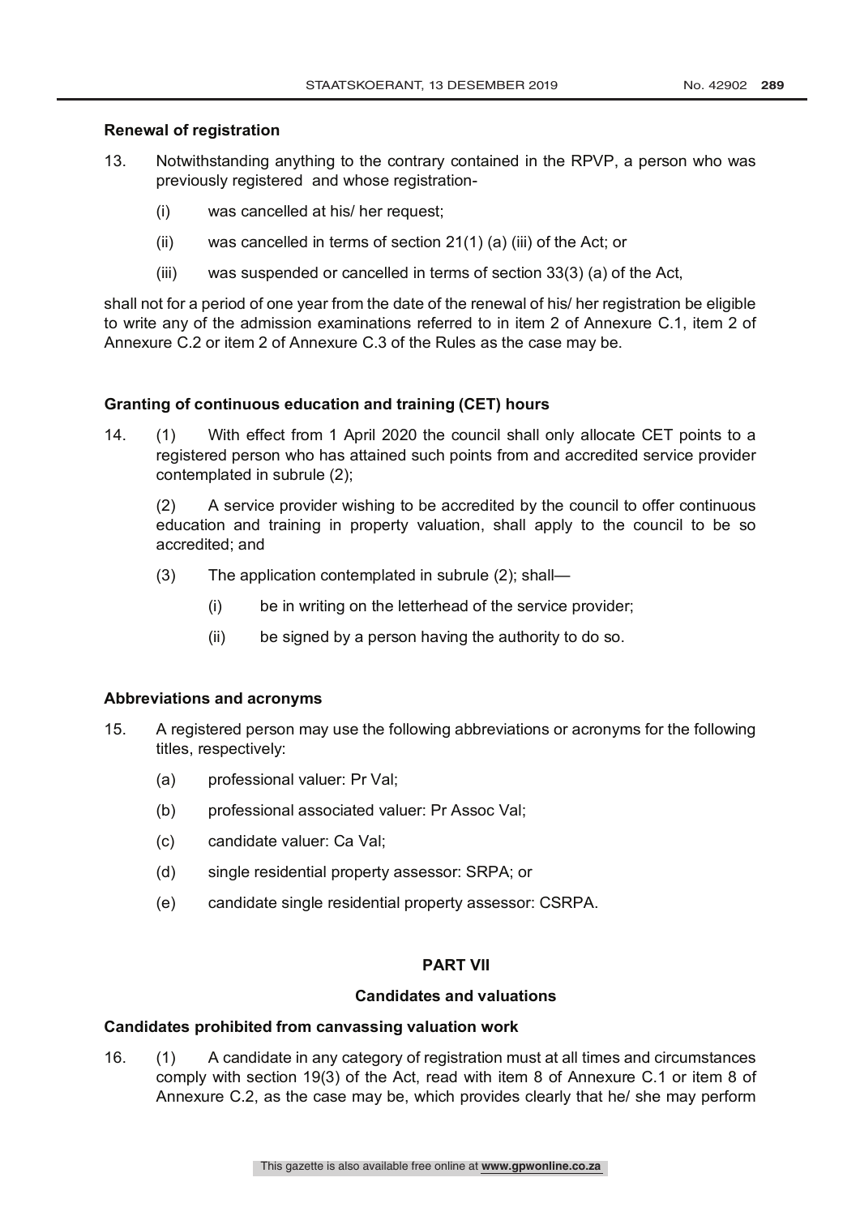**Renewal of registration**

13. Notwithstanding anything to the contrary contained in the RPVP, a person who was previously registered and whose registration-

(i) was cancelled at his/ her request;

(ii) was cancelled in terms of section 21(1) (a) (iii) of the Act; or

(iii) was suspended or cancelled in terms of section 33(3) (a) of the Act,

shall not for a period of one year from the date of the renewal of his/ her registration be eligible to write any of the admission examinations referred to in item 2 of Annexure C.1, item 2 of Annexure C.2 or item 2 of Annexure C.3 of the Rules as the case may be.

**Granting of continuous education and training (CET) hours**

14. (1) With effect from 1 April 2020 the council shall only allocate CET points to a registered person who has attained such points from and accredited service provider contemplated in subrule (2);

(2) A service provider wishing to be accredited by the council to offer continuous education and training in property valuation, shall apply to the council to be so accredited; and

(3) The application contemplated in subrule (2); shall—

(i) be in writing on the letterhead of the service provider;

(ii) be signed by a person having the authority to do so.

**Abbreviations and acronyms**

15. A registered person may use the following abbreviations or acronyms for the following titles, respectively:

(a) professional valuer: Pr Val;

(b) professional associated valuer: Pr Assoc Val;

(c) candidate valuer: Ca Val;

(d) single residential property assessor: SRPA; or

(e) candidate single residential property assessor: CSRPA.

**PART VII**

**Candidates and valuations**

**Candidates prohibited from canvassing valuation work**

16. (1) A candidate in any category of registration must at all times and circumstances comply with section 19(3) of the Act, read with item 8 of Annexure C.1 or item 8 of Annexure C.2, as the case may be, which provides clearly that he/ she may perform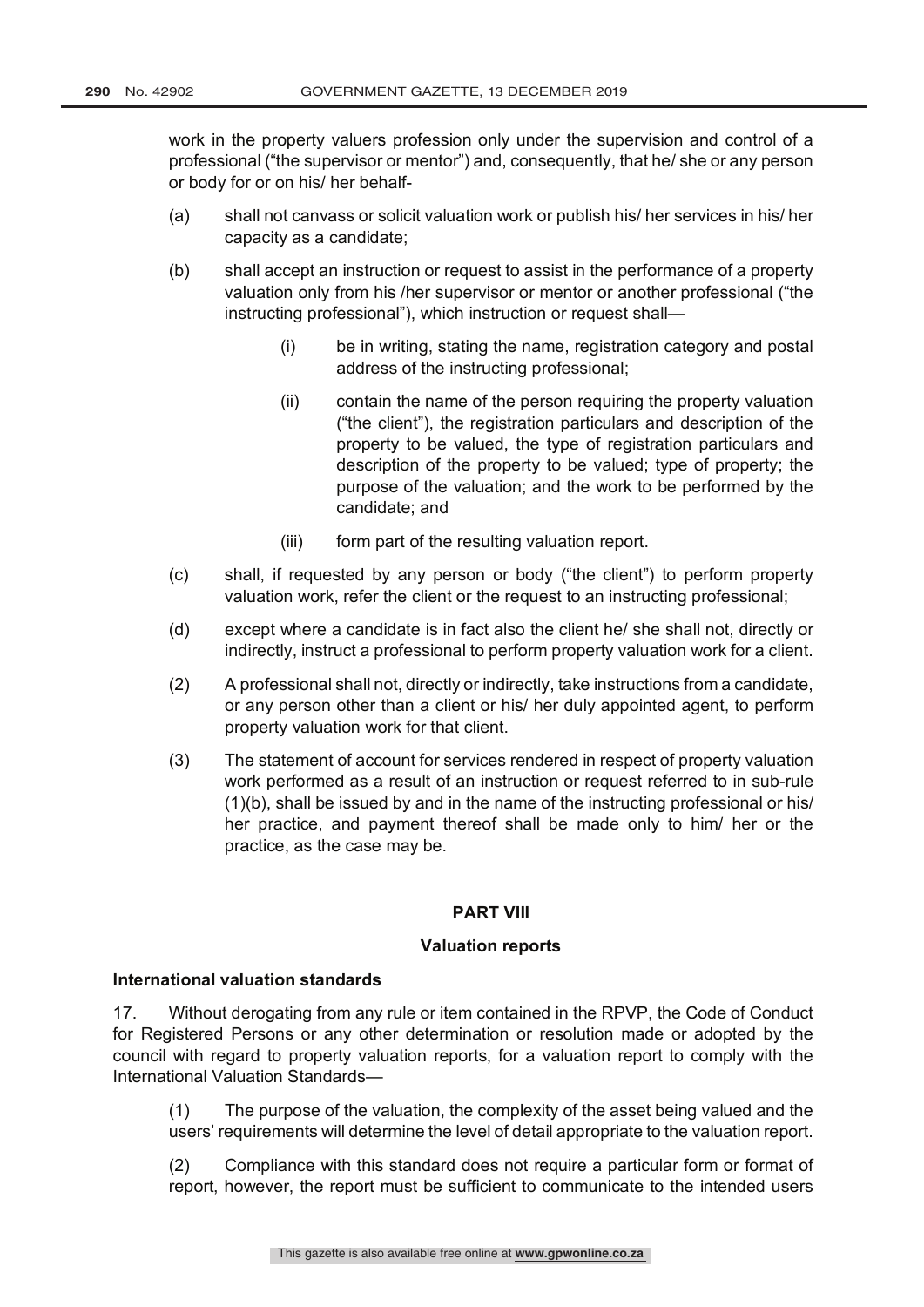work in the property valuers profession only under the supervision and control of a professional ("the supervisor or mentor") and, consequently, that he/ she or any person or body for or on his/ her behalf-

(a) shall not canvass or solicit valuation work or publish his/ her services in his/ her capacity as a candidate;

(b) shall accept an instruction or request to assist in the performance of a property valuation only from his /her supervisor or mentor or another professional ("the instructing professional"), which instruction or request shall—

 (i) be in writing, stating the name, registration category and postal address of the instructing professional;

 (ii) contain the name of the person requiring the property valuation ("the client"), the registration particulars and description of the property to be valued, the type of registration particulars and description of the property to be valued; type of property; the purpose of the valuation; and the work to be performed by the candidate; and

 (iii) form part of the resulting valuation report.

(c) shall, if requested by any person or body ("the client") to perform property valuation work, refer the client or the request to an instructing professional;

(d) except where a candidate is in fact also the client he/ she shall not, directly or indirectly, instruct a professional to perform property valuation work for a client.

(2) A professional shall not, directly or indirectly, take instructions from a candidate, or any person other than a client or his/ her duly appointed agent, to perform property valuation work for that client.

(3) The statement of account for services rendered in respect of property valuation work performed as a result of an instruction or request referred to in sub-rule (1)(b), shall be issued by and in the name of the instructing professional or his/ her practice, and payment thereof shall be made only to him/ her or the practice, as the case may be.

## PART VIII

## Valuation reports

### International valuation standards

17. Without derogating from any rule or item contained in the RPVP, the Code of Conduct for Registered Persons or any other determination or resolution made or adopted by the council with regard to property valuation reports, for a valuation report to comply with the International Valuation Standards—

(1) The purpose of the valuation, the complexity of the asset being valued and the users' requirements will determine the level of detail appropriate to the valuation report.

(2) Compliance with this standard does not require a particular form or format of report, however, the report must be sufficient to communicate to the intended users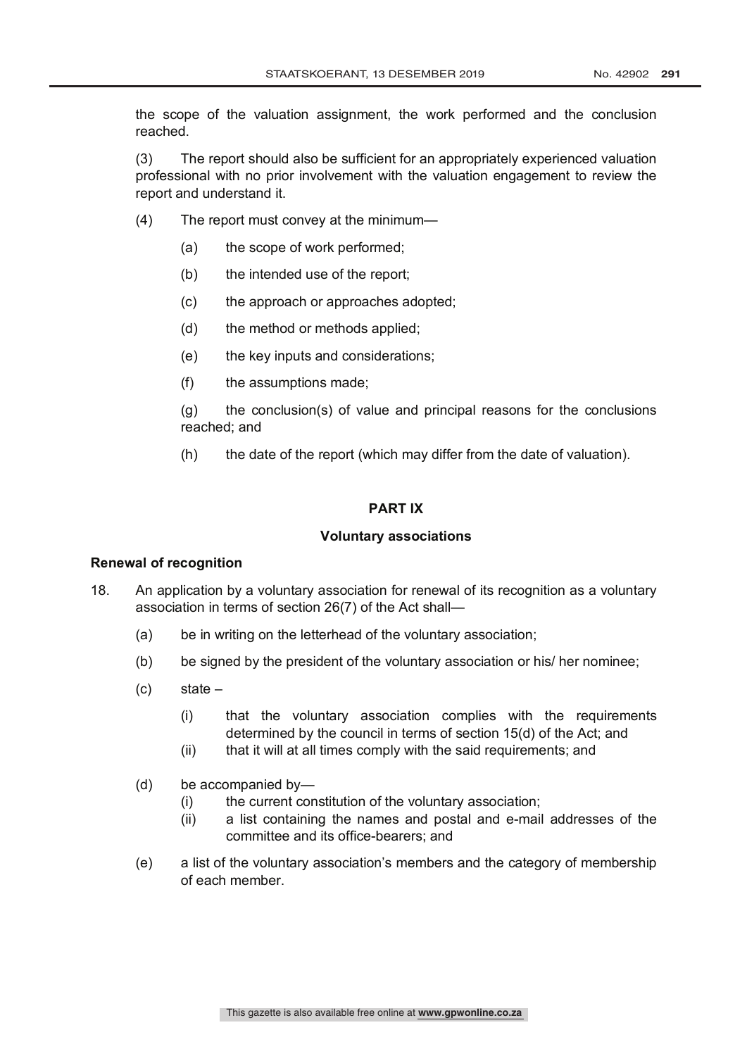the scope of the valuation assignment, the work performed and the conclusion reached.

(3) The report should also be sufficient for an appropriately experienced valuation professional with no prior involvement with the valuation engagement to review the report and understand it.

(4) The report must convey at the minimum—

(a) the scope of work performed;

(b) the intended use of the report;

(c) the approach or approaches adopted;

(d) the method or methods applied;

(e) the key inputs and considerations;

(f) the assumptions made;

(g) the conclusion(s) of value and principal reasons for the conclusions reached; and

(h) the date of the report (which may differ from the date of valuation).

## PART IX

### Voluntary associations

**Renewal of recognition**

18. An application by a voluntary association for renewal of its recognition as a voluntary association in terms of section 26(7) of the Act shall—

(a) be in writing on the letterhead of the voluntary association;

(b) be signed by the president of the voluntary association or his/ her nominee;

(c) state –

(i) that the voluntary association complies with the requirements determined by the council in terms of section 15(d) of the Act; and

(ii) that it will at all times comply with the said requirements; and

(d) be accompanied by—

(i) the current constitution of the voluntary association;

(ii) a list containing the names and postal and e-mail addresses of the committee and its office-bearers; and

(e) a list of the voluntary association's members and the category of membership of each member.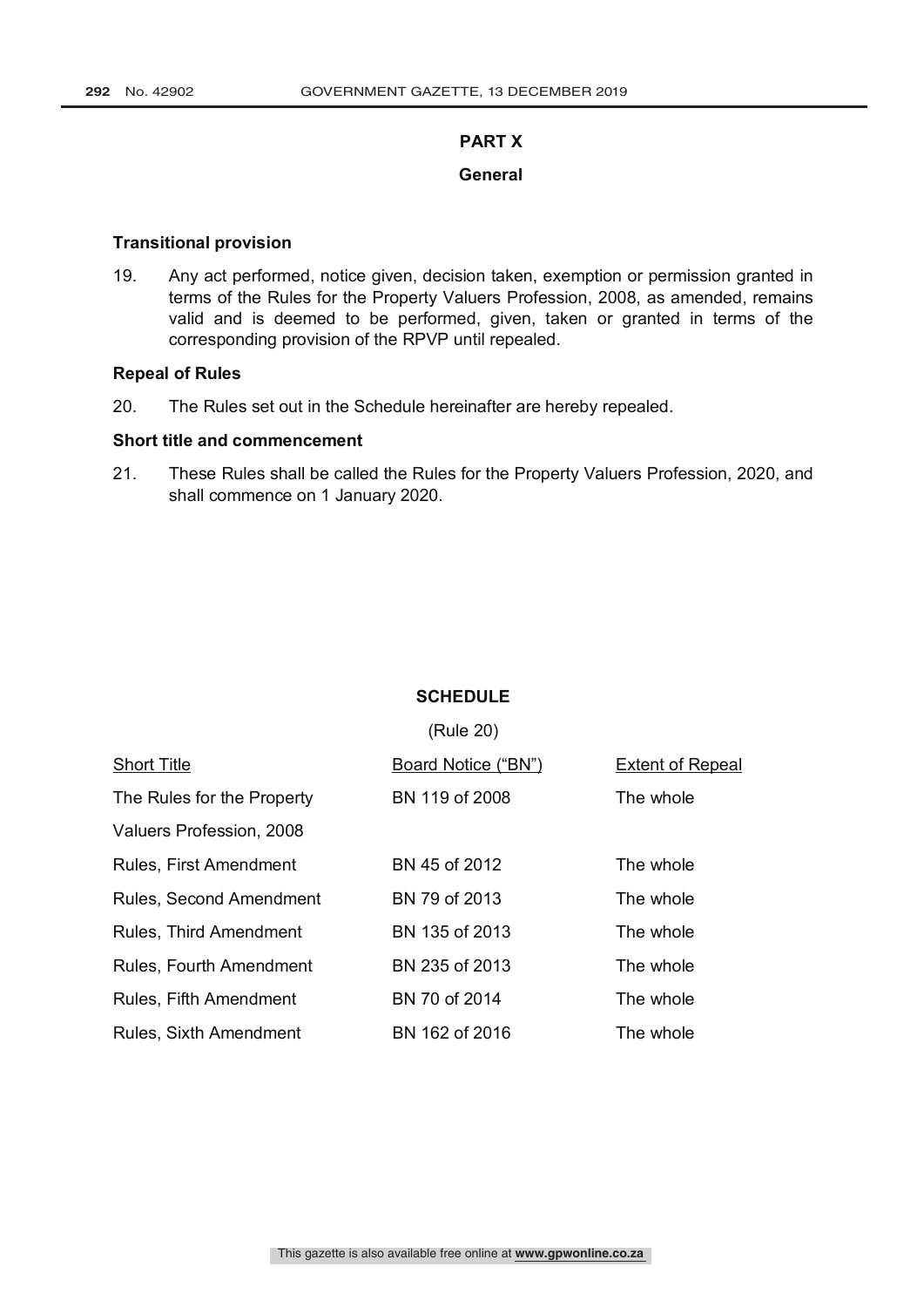## PART X

### General

**Transitional provision**

19. Any act performed, notice given, decision taken, exemption or permission granted in terms of the Rules for the Property Valuers Profession, 2008, as amended, remains valid and is deemed to be performed, given, taken or granted in terms of the corresponding provision of the RPVP until repealed.

**Repeal of Rules**

20. The Rules set out in the Schedule hereinafter are hereby repealed.

**Short title and commencement**

21. These Rules shall be called the Rules for the Property Valuers Profession, 2020, and shall commence on 1 January 2020.

### SCHEDULE

(Rule 20)

| Short Title | Board Notice ("BN") | Extent of Repeal |
|---|---|---|
| The Rules for the Property Valuers Profession, 2008 | BN 119 of 2008 | The whole |
| Rules, First Amendment | BN 45 of 2012 | The whole |
| Rules, Second Amendment | BN 79 of 2013 | The whole |
| Rules, Third Amendment | BN 135 of 2013 | The whole |
| Rules, Fourth Amendment | BN 235 of 2013 | The whole |
| Rules, Fifth Amendment | BN 70 of 2014 | The whole |
| Rules, Sixth Amendment | BN 162 of 2016 | The whole |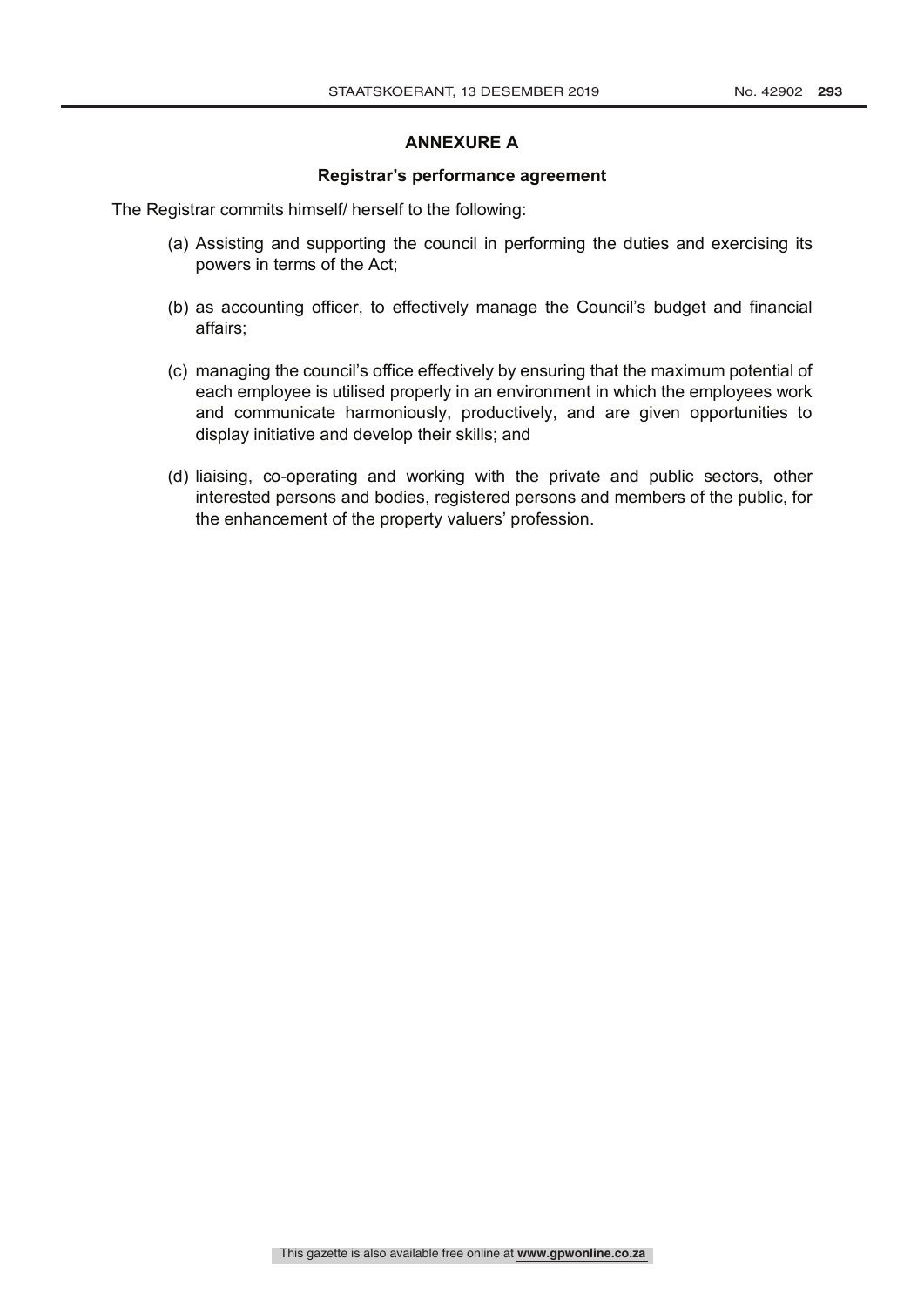## ANNEXURE A

### Registrar's performance agreement

The Registrar commits himself/ herself to the following:

(a) Assisting and supporting the council in performing the duties and exercising its powers in terms of the Act;

(b) as accounting officer, to effectively manage the Council's budget and financial affairs;

(c) managing the council's office effectively by ensuring that the maximum potential of each employee is utilised properly in an environment in which the employees work and communicate harmoniously, productively, and are given opportunities to display initiative and develop their skills; and

(d) liaising, co-operating and working with the private and public sectors, other interested persons and bodies, registered persons and members of the public, for the enhancement of the property valuers' profession.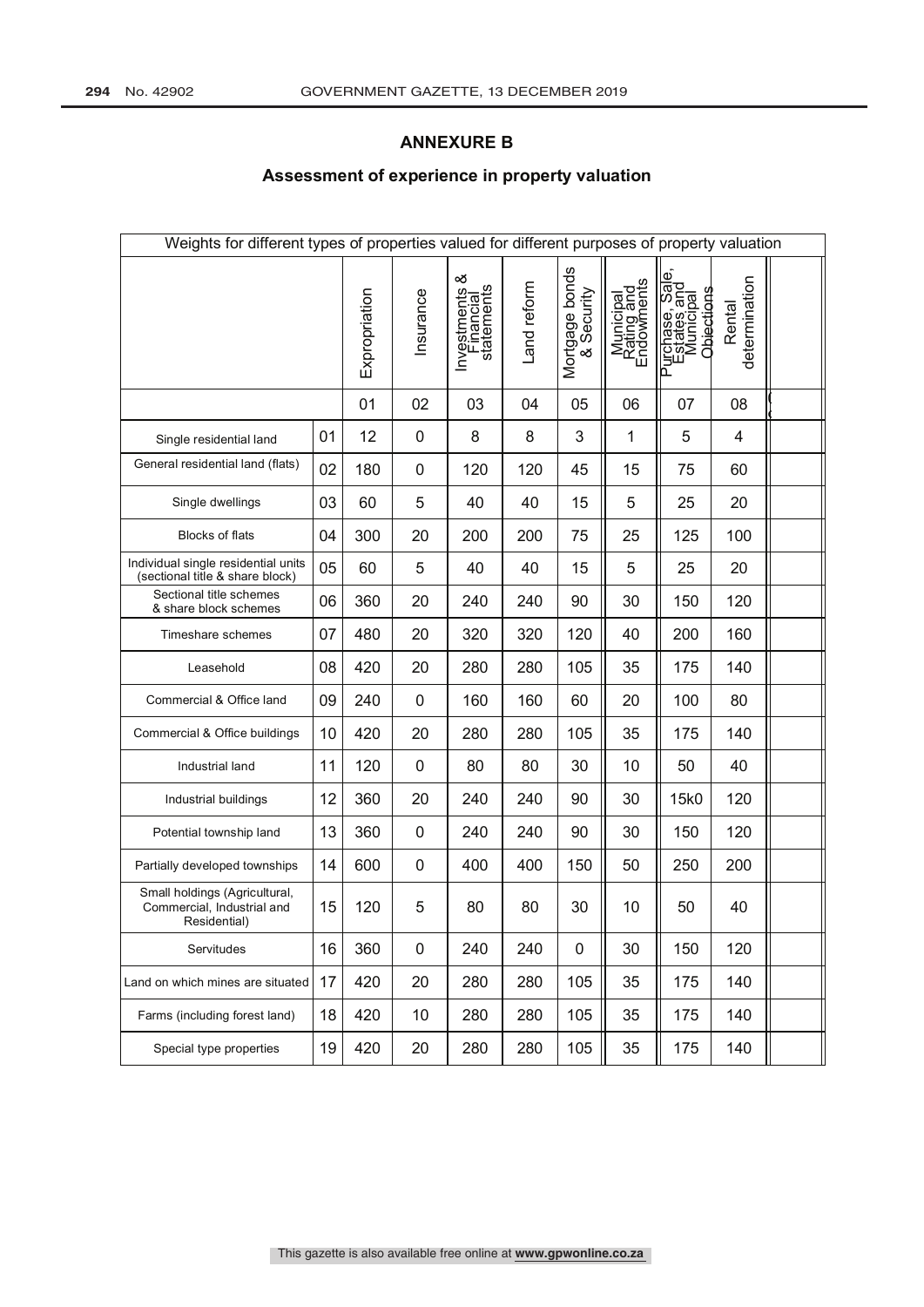## ANNEXURE B

### Assessment of experience in property valuation

| Weights for different types of properties valued for different purposes of property valuation | | | | | | | | | | |
|---|---|---|---|---|---|---|---|---|---|---|
| | | Expropriation | Insurance | Investments & Financial statements | Land reform | Mortgage bonds & Security | Municipal Rating and Endowments | Purchase, Sale, Estates and Municipal Objections | Rental determination | |
| | | 01 | 02 | 03 | 04 | 05 | 06 | 07 | 08 | |
| Single residential land | 01 | 12 | 0 | 8 | 8 | 3 | 1 | 5 | 4 | |
| General residential land (flats) | 02 | 180 | 0 | 120 | 120 | 45 | 15 | 75 | 60 | |
| Single dwellings | 03 | 60 | 5 | 40 | 40 | 15 | 5 | 25 | 20 | |
| Blocks of flats | 04 | 300 | 20 | 200 | 200 | 75 | 25 | 125 | 100 | |
| Individual single residential units (sectional title & share block) | 05 | 60 | 5 | 40 | 40 | 15 | 5 | 25 | 20 | |
| Sectional title schemes & share block schemes | 06 | 360 | 20 | 240 | 240 | 90 | 30 | 150 | 120 | |
| Timeshare schemes | 07 | 480 | 20 | 320 | 320 | 120 | 40 | 200 | 160 | |
| Leasehold | 08 | 420 | 20 | 280 | 280 | 105 | 35 | 175 | 140 | |
| Commercial & Office land | 09 | 240 | 0 | 160 | 160 | 60 | 20 | 100 | 80 | |
| Commercial & Office buildings | 10 | 420 | 20 | 280 | 280 | 105 | 35 | 175 | 140 | |
| Industrial land | 11 | 120 | 0 | 80 | 80 | 30 | 10 | 50 | 40 | |
| Industrial buildings | 12 | 360 | 20 | 240 | 240 | 90 | 30 | 15k0 | 120 | |
| Potential township land | 13 | 360 | 0 | 240 | 240 | 90 | 30 | 150 | 120 | |
| Partially developed townships | 14 | 600 | 0 | 400 | 400 | 150 | 50 | 250 | 200 | |
| Small holdings (Agricultural, Commercial, Industrial and Residential) | 15 | 120 | 5 | 80 | 80 | 30 | 10 | 50 | 40 | |
| Servitudes | 16 | 360 | 0 | 240 | 240 | 0 | 30 | 150 | 120 | |
| Land on which mines are situated | 17 | 420 | 20 | 280 | 280 | 105 | 35 | 175 | 140 | |
| Farms (including forest land) | 18 | 420 | 10 | 280 | 280 | 105 | 35 | 175 | 140 | |
| Special type properties | 19 | 420 | 20 | 280 | 280 | 105 | 35 | 175 | 140 | |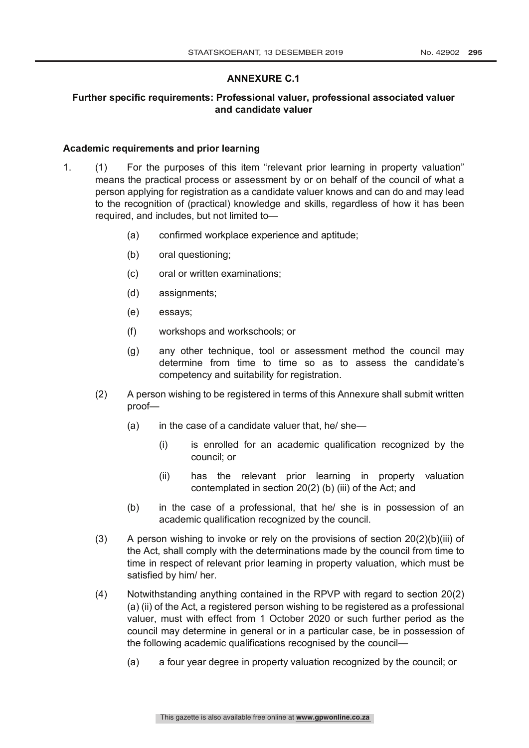## ANNEXURE C.1

### Further specific requirements: Professional valuer, professional associated valuer and candidate valuer

**Academic requirements and prior learning**

1. (1) For the purposes of this item "relevant prior learning in property valuation" means the practical process or assessment by or on behalf of the council of what a person applying for registration as a candidate valuer knows and can do and may lead to the recognition of (practical) knowledge and skills, regardless of how it has been required, and includes, but not limited to—

   (a) confirmed workplace experience and aptitude;

   (b) oral questioning;

   (c) oral or written examinations;

   (d) assignments;

   (e) essays;

   (f) workshops and workschools; or

   (g) any other technique, tool or assessment method the council may determine from time to time so as to assess the candidate's competency and suitability for registration.

   (2) A person wishing to be registered in terms of this Annexure shall submit written proof—

   (a) in the case of a candidate valuer that, he/ she—

   (i) is enrolled for an academic qualification recognized by the council; or

   (ii) has the relevant prior learning in property valuation contemplated in section 20(2) (b) (iii) of the Act; and

   (b) in the case of a professional, that he/ she is in possession of an academic qualification recognized by the council.

   (3) A person wishing to invoke or rely on the provisions of section 20(2)(b)(iii) of the Act, shall comply with the determinations made by the council from time to time in respect of relevant prior learning in property valuation, which must be satisfied by him/ her.

   (4) Notwithstanding anything contained in the RPVP with regard to section 20(2) (a) (ii) of the Act, a registered person wishing to be registered as a professional valuer, must with effect from 1 October 2020 or such further period as the council may determine in general or in a particular case, be in possession of the following academic qualifications recognised by the council—

   (a) a four year degree in property valuation recognized by the council; or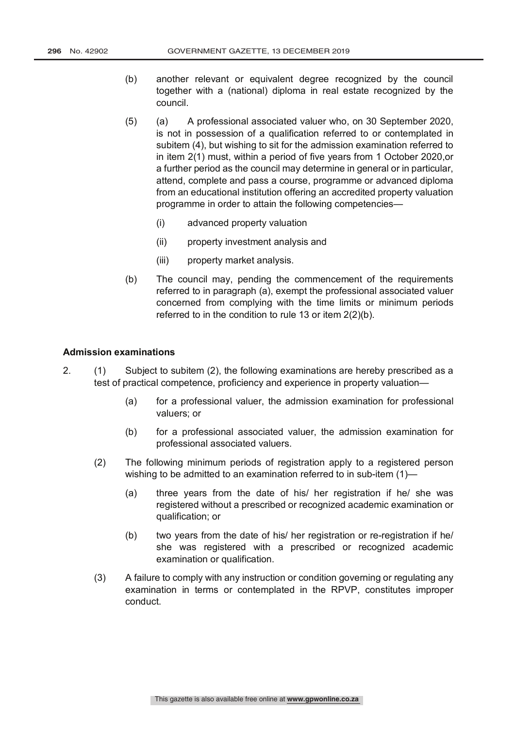(b) another relevant or equivalent degree recognized by the council together with a (national) diploma in real estate recognized by the council.

(5) (a) A professional associated valuer who, on 30 September 2020, is not in possession of a qualification referred to or contemplated in subitem (4), but wishing to sit for the admission examination referred to in item 2(1) must, within a period of five years from 1 October 2020,or a further period as the council may determine in general or in particular, attend, complete and pass a course, programme or advanced diploma from an educational institution offering an accredited property valuation programme in order to attain the following competencies—

(i) advanced property valuation

(ii) property investment analysis and

(iii) property market analysis.

(b) The council may, pending the commencement of the requirements referred to in paragraph (a), exempt the professional associated valuer concerned from complying with the time limits or minimum periods referred to in the condition to rule 13 or item 2(2)(b).

**Admission examinations**

2. (1) Subject to subitem (2), the following examinations are hereby prescribed as a test of practical competence, proficiency and experience in property valuation—

(a) for a professional valuer, the admission examination for professional valuers; or

(b) for a professional associated valuer, the admission examination for professional associated valuers.

(2) The following minimum periods of registration apply to a registered person wishing to be admitted to an examination referred to in sub-item (1)—

(a) three years from the date of his/ her registration if he/ she was registered without a prescribed or recognized academic examination or qualification; or

(b) two years from the date of his/ her registration or re-registration if he/ she was registered with a prescribed or recognized academic examination or qualification.

(3) A failure to comply with any instruction or condition governing or regulating any examination in terms or contemplated in the RPVP, constitutes improper conduct.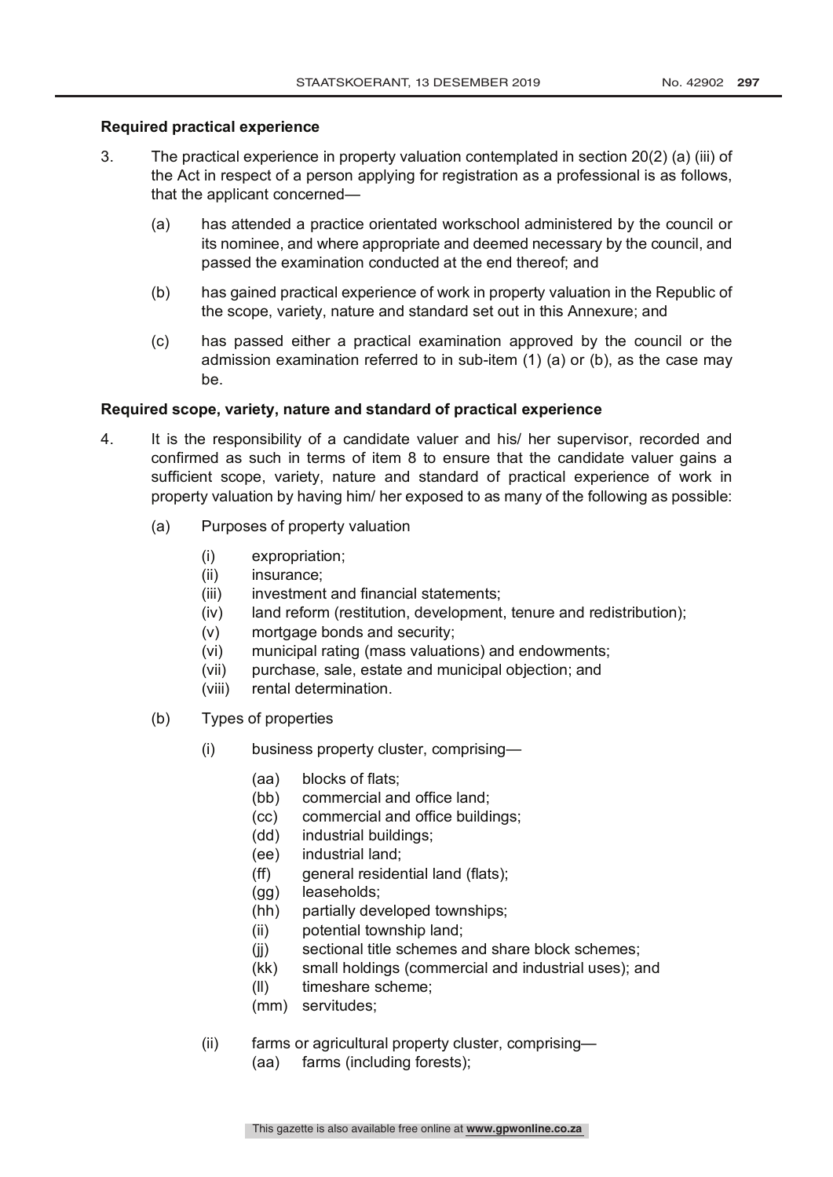**Required practical experience**

3. The practical experience in property valuation contemplated in section 20(2) (a) (iii) of the Act in respect of a person applying for registration as a professional is as follows, that the applicant concerned—

   (a) has attended a practice orientated workschool administered by the council or its nominee, and where appropriate and deemed necessary by the council, and passed the examination conducted at the end thereof; and

   (b) has gained practical experience of work in property valuation in the Republic of the scope, variety, nature and standard set out in this Annexure; and

   (c) has passed either a practical examination approved by the council or the admission examination referred to in sub-item (1) (a) or (b), as the case may be.

**Required scope, variety, nature and standard of practical experience**

4. It is the responsibility of a candidate valuer and his/ her supervisor, recorded and confirmed as such in terms of item 8 to ensure that the candidate valuer gains a sufficient scope, variety, nature and standard of practical experience of work in property valuation by having him/ her exposed to as many of the following as possible:

   (a) Purposes of property valuation

      (i) expropriation;
      (ii) insurance;
      (iii) investment and financial statements;
      (iv) land reform (restitution, development, tenure and redistribution);
      (v) mortgage bonds and security;
      (vi) municipal rating (mass valuations) and endowments;
      (vii) purchase, sale, estate and municipal objection; and
      (viii) rental determination.

   (b) Types of properties

      (i) business property cluster, comprising—

         (aa) blocks of flats;
         (bb) commercial and office land;
         (cc) commercial and office buildings;
         (dd) industrial buildings;
         (ee) industrial land;
         (ff) general residential land (flats);
         (gg) leaseholds;
         (hh) partially developed townships;
         (ii) potential township land;
         (jj) sectional title schemes and share block schemes;
         (kk) small holdings (commercial and industrial uses); and
         (ll) timeshare scheme;
         (mm) servitudes;

      (ii) farms or agricultural property cluster, comprising—

         (aa) farms (including forests);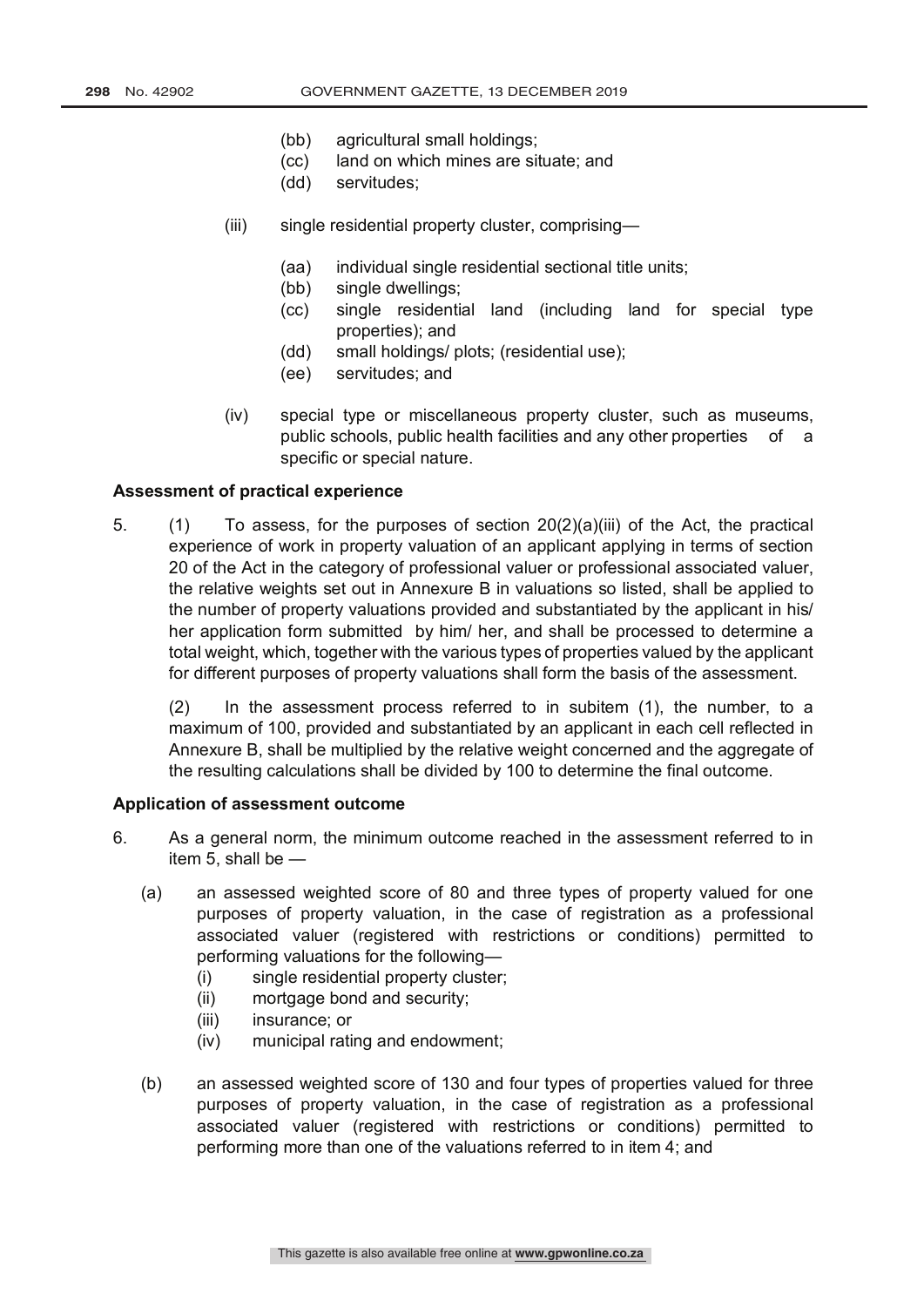- (bb) agricultural small holdings;
- (cc) land on which mines are situate; and
- (dd) servitudes;

(iii) single residential property cluster, comprising—

- (aa) individual single residential sectional title units;
- (bb) single dwellings;
- (cc) single residential land (including land for special type properties); and
- (dd) small holdings/ plots; (residential use);
- (ee) servitudes; and

(iv) special type or miscellaneous property cluster, such as museums, public schools, public health facilities and any other properties of a specific or special nature.

**Assessment of practical experience**

5. (1) To assess, for the purposes of section 20(2)(a)(iii) of the Act, the practical experience of work in property valuation of an applicant applying in terms of section 20 of the Act in the category of professional valuer or professional associated valuer, the relative weights set out in Annexure B in valuations so listed, shall be applied to the number of property valuations provided and substantiated by the applicant in his/ her application form submitted by him/ her, and shall be processed to determine a total weight, which, together with the various types of properties valued by the applicant for different purposes of property valuations shall form the basis of the assessment.

(2) In the assessment process referred to in subitem (1), the number, to a maximum of 100, provided and substantiated by an applicant in each cell reflected in Annexure B, shall be multiplied by the relative weight concerned and the aggregate of the resulting calculations shall be divided by 100 to determine the final outcome.

**Application of assessment outcome**

6. As a general norm, the minimum outcome reached in the assessment referred to in item 5, shall be —

(a) an assessed weighted score of 80 and three types of property valued for one purposes of property valuation, in the case of registration as a professional associated valuer (registered with restrictions or conditions) permitted to performing valuations for the following—

- (i) single residential property cluster;
- (ii) mortgage bond and security;
- (iii) insurance; or
- (iv) municipal rating and endowment;

(b) an assessed weighted score of 130 and four types of properties valued for three purposes of property valuation, in the case of registration as a professional associated valuer (registered with restrictions or conditions) permitted to performing more than one of the valuations referred to in item 4; and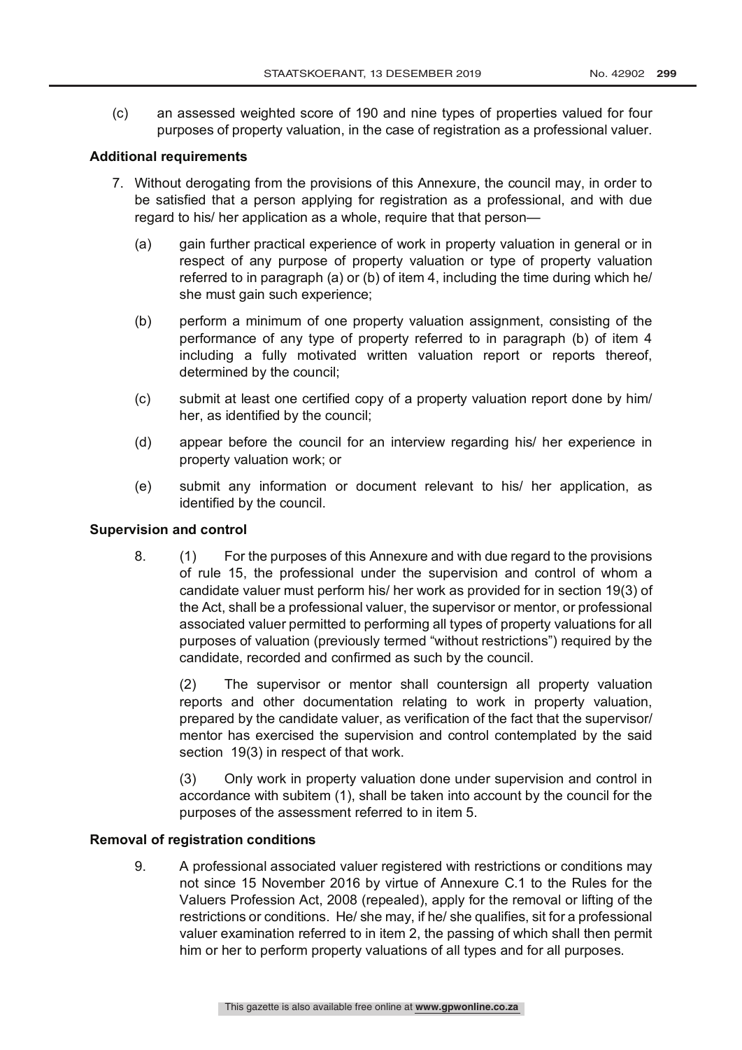(c) an assessed weighted score of 190 and nine types of properties valued for four purposes of property valuation, in the case of registration as a professional valuer.

**Additional requirements**

7. Without derogating from the provisions of this Annexure, the council may, in order to be satisfied that a person applying for registration as a professional, and with due regard to his/ her application as a whole, require that that person—

   (a) gain further practical experience of work in property valuation in general or in respect of any purpose of property valuation or type of property valuation referred to in paragraph (a) or (b) of item 4, including the time during which he/ she must gain such experience;

   (b) perform a minimum of one property valuation assignment, consisting of the performance of any type of property referred to in paragraph (b) of item 4 including a fully motivated written valuation report or reports thereof, determined by the council;

   (c) submit at least one certified copy of a property valuation report done by him/ her, as identified by the council;

   (d) appear before the council for an interview regarding his/ her experience in property valuation work; or

   (e) submit any information or document relevant to his/ her application, as identified by the council.

**Supervision and control**

8. (1) For the purposes of this Annexure and with due regard to the provisions of rule 15, the professional under the supervision and control of whom a candidate valuer must perform his/ her work as provided for in section 19(3) of the Act, shall be a professional valuer, the supervisor or mentor, or professional associated valuer permitted to performing all types of property valuations for all purposes of valuation (previously termed "without restrictions") required by the candidate, recorded and confirmed as such by the council.

   (2) The supervisor or mentor shall countersign all property valuation reports and other documentation relating to work in property valuation, prepared by the candidate valuer, as verification of the fact that the supervisor/ mentor has exercised the supervision and control contemplated by the said section 19(3) in respect of that work.

   (3) Only work in property valuation done under supervision and control in accordance with subitem (1), shall be taken into account by the council for the purposes of the assessment referred to in item 5.

**Removal of registration conditions**

9. A professional associated valuer registered with restrictions or conditions may not since 15 November 2016 by virtue of Annexure C.1 to the Rules for the Valuers Profession Act, 2008 (repealed), apply for the removal or lifting of the restrictions or conditions. He/ she may, if he/ she qualifies, sit for a professional valuer examination referred to in item 2, the passing of which shall then permit him or her to perform property valuations of all types and for all purposes.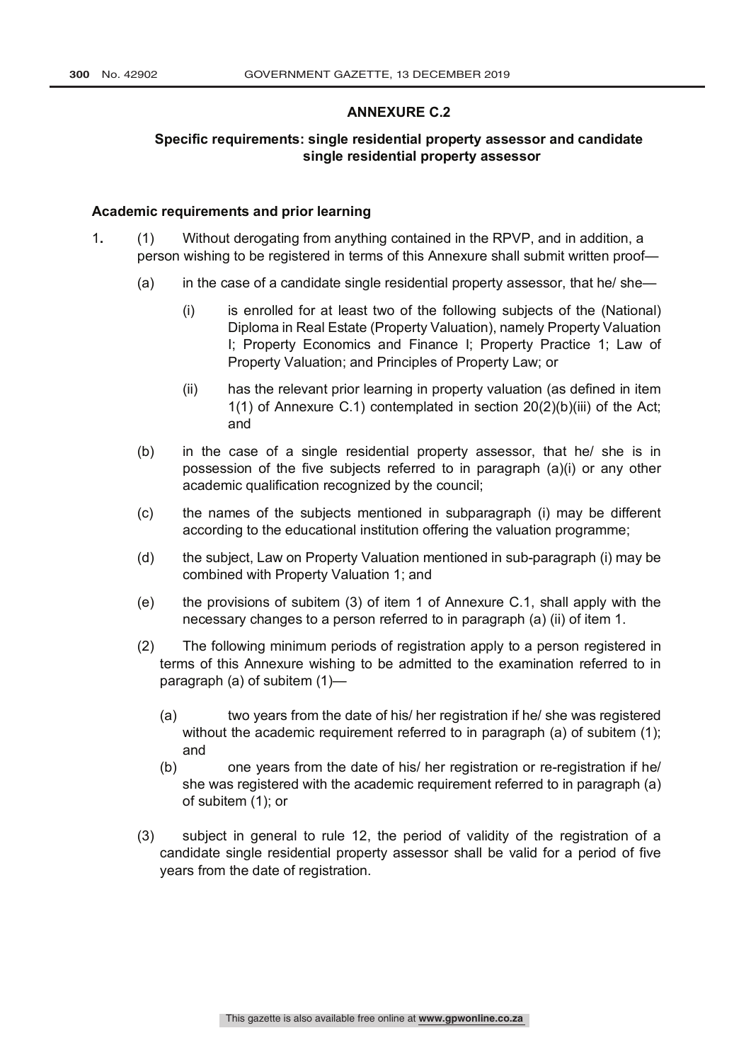## ANNEXURE C.2

### Specific requirements: single residential property assessor and candidate single residential property assessor

**Academic requirements and prior learning**

1. (1) Without derogating from anything contained in the RPVP, and in addition, a person wishing to be registered in terms of this Annexure shall submit written proof—

   (a) in the case of a candidate single residential property assessor, that he/ she—

      (i) is enrolled for at least two of the following subjects of the (National) Diploma in Real Estate (Property Valuation), namely Property Valuation I; Property Economics and Finance I; Property Practice 1; Law of Property Valuation; and Principles of Property Law; or

      (ii) has the relevant prior learning in property valuation (as defined in item 1(1) of Annexure C.1) contemplated in section 20(2)(b)(iii) of the Act; and

   (b) in the case of a single residential property assessor, that he/ she is in possession of the five subjects referred to in paragraph (a)(i) or any other academic qualification recognized by the council;

   (c) the names of the subjects mentioned in subparagraph (i) may be different according to the educational institution offering the valuation programme;

   (d) the subject, Law on Property Valuation mentioned in sub-paragraph (i) may be combined with Property Valuation 1; and

   (e) the provisions of subitem (3) of item 1 of Annexure C.1, shall apply with the necessary changes to a person referred to in paragraph (a) (ii) of item 1.

   (2) The following minimum periods of registration apply to a person registered in terms of this Annexure wishing to be admitted to the examination referred to in paragraph (a) of subitem (1)—

   (a) two years from the date of his/ her registration if he/ she was registered without the academic requirement referred to in paragraph (a) of subitem (1); and

   (b) one years from the date of his/ her registration or re-registration if he/ she was registered with the academic requirement referred to in paragraph (a) of subitem (1); or

   (3) subject in general to rule 12, the period of validity of the registration of a candidate single residential property assessor shall be valid for a period of five years from the date of registration.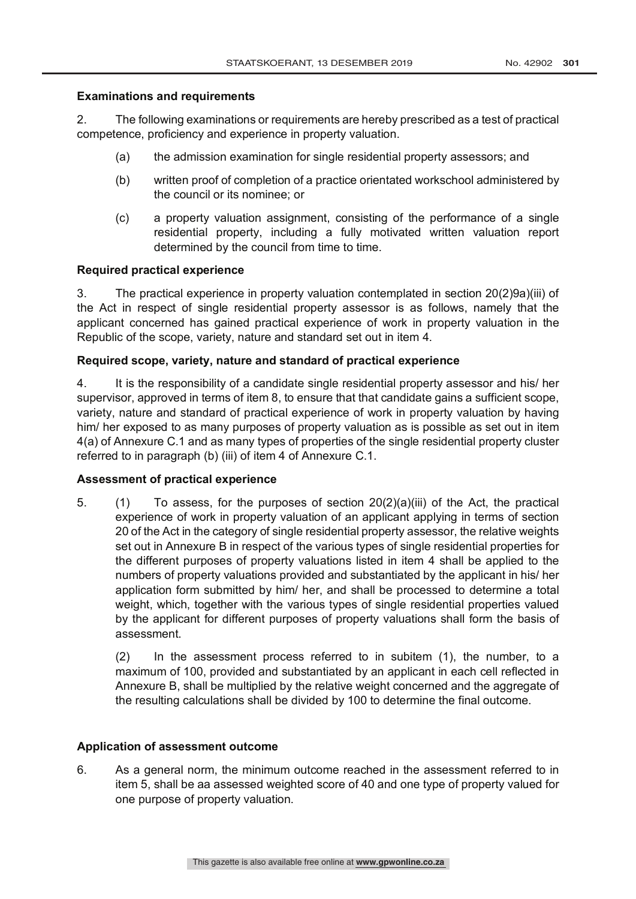**Examinations and requirements**

2. The following examinations or requirements are hereby prescribed as a test of practical competence, proficiency and experience in property valuation.

(a) the admission examination for single residential property assessors; and

(b) written proof of completion of a practice orientated workschool administered by the council or its nominee; or

(c) a property valuation assignment, consisting of the performance of a single residential property, including a fully motivated written valuation report determined by the council from time to time.

**Required practical experience**

3. The practical experience in property valuation contemplated in section 20(2)9a)(iii) of the Act in respect of single residential property assessor is as follows, namely that the applicant concerned has gained practical experience of work in property valuation in the Republic of the scope, variety, nature and standard set out in item 4.

**Required scope, variety, nature and standard of practical experience**

4. It is the responsibility of a candidate single residential property assessor and his/ her supervisor, approved in terms of item 8, to ensure that that candidate gains a sufficient scope, variety, nature and standard of practical experience of work in property valuation by having him/ her exposed to as many purposes of property valuation as is possible as set out in item 4(a) of Annexure C.1 and as many types of properties of the single residential property cluster referred to in paragraph (b) (iii) of item 4 of Annexure C.1.

**Assessment of practical experience**

5. (1) To assess, for the purposes of section 20(2)(a)(iii) of the Act, the practical experience of work in property valuation of an applicant applying in terms of section 20 of the Act in the category of single residential property assessor, the relative weights set out in Annexure B in respect of the various types of single residential properties for the different purposes of property valuations listed in item 4 shall be applied to the numbers of property valuations provided and substantiated by the applicant in his/ her application form submitted by him/ her, and shall be processed to determine a total weight, which, together with the various types of single residential properties valued by the applicant for different purposes of property valuations shall form the basis of assessment.

(2) In the assessment process referred to in subitem (1), the number, to a maximum of 100, provided and substantiated by an applicant in each cell reflected in Annexure B, shall be multiplied by the relative weight concerned and the aggregate of the resulting calculations shall be divided by 100 to determine the final outcome.

**Application of assessment outcome**

6. As a general norm, the minimum outcome reached in the assessment referred to in item 5, shall be aa assessed weighted score of 40 and one type of property valued for one purpose of property valuation.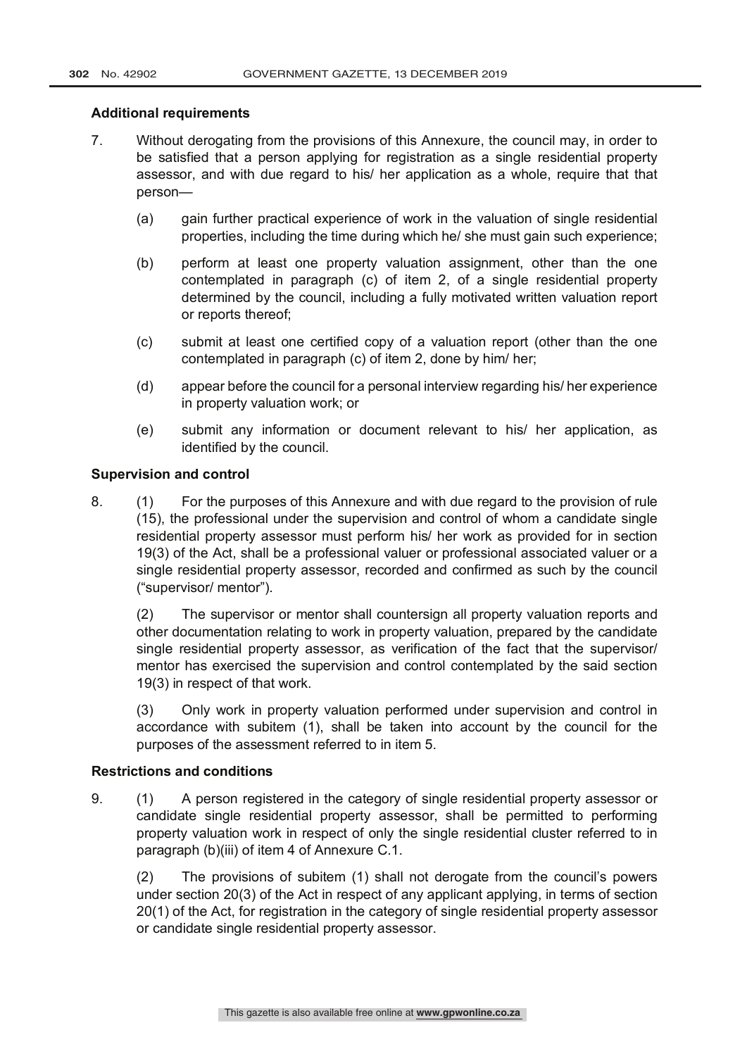**Additional requirements**

7. Without derogating from the provisions of this Annexure, the council may, in order to be satisfied that a person applying for registration as a single residential property assessor, and with due regard to his/ her application as a whole, require that that person—

   (a) gain further practical experience of work in the valuation of single residential properties, including the time during which he/ she must gain such experience;

   (b) perform at least one property valuation assignment, other than the one contemplated in paragraph (c) of item 2, of a single residential property determined by the council, including a fully motivated written valuation report or reports thereof;

   (c) submit at least one certified copy of a valuation report (other than the one contemplated in paragraph (c) of item 2, done by him/ her;

   (d) appear before the council for a personal interview regarding his/ her experience in property valuation work; or

   (e) submit any information or document relevant to his/ her application, as identified by the council.

**Supervision and control**

8. (1) For the purposes of this Annexure and with due regard to the provision of rule (15), the professional under the supervision and control of whom a candidate single residential property assessor must perform his/ her work as provided for in section 19(3) of the Act, shall be a professional valuer or professional associated valuer or a single residential property assessor, recorded and confirmed as such by the council ("supervisor/ mentor").

   (2) The supervisor or mentor shall countersign all property valuation reports and other documentation relating to work in property valuation, prepared by the candidate single residential property assessor, as verification of the fact that the supervisor/ mentor has exercised the supervision and control contemplated by the said section 19(3) in respect of that work.

   (3) Only work in property valuation performed under supervision and control in accordance with subitem (1), shall be taken into account by the council for the purposes of the assessment referred to in item 5.

**Restrictions and conditions**

9. (1) A person registered in the category of single residential property assessor or candidate single residential property assessor, shall be permitted to performing property valuation work in respect of only the single residential cluster referred to in paragraph (b)(iii) of item 4 of Annexure C.1.

   (2) The provisions of subitem (1) shall not derogate from the council's powers under section 20(3) of the Act in respect of any applicant applying, in terms of section 20(1) of the Act, for registration in the category of single residential property assessor or candidate single residential property assessor.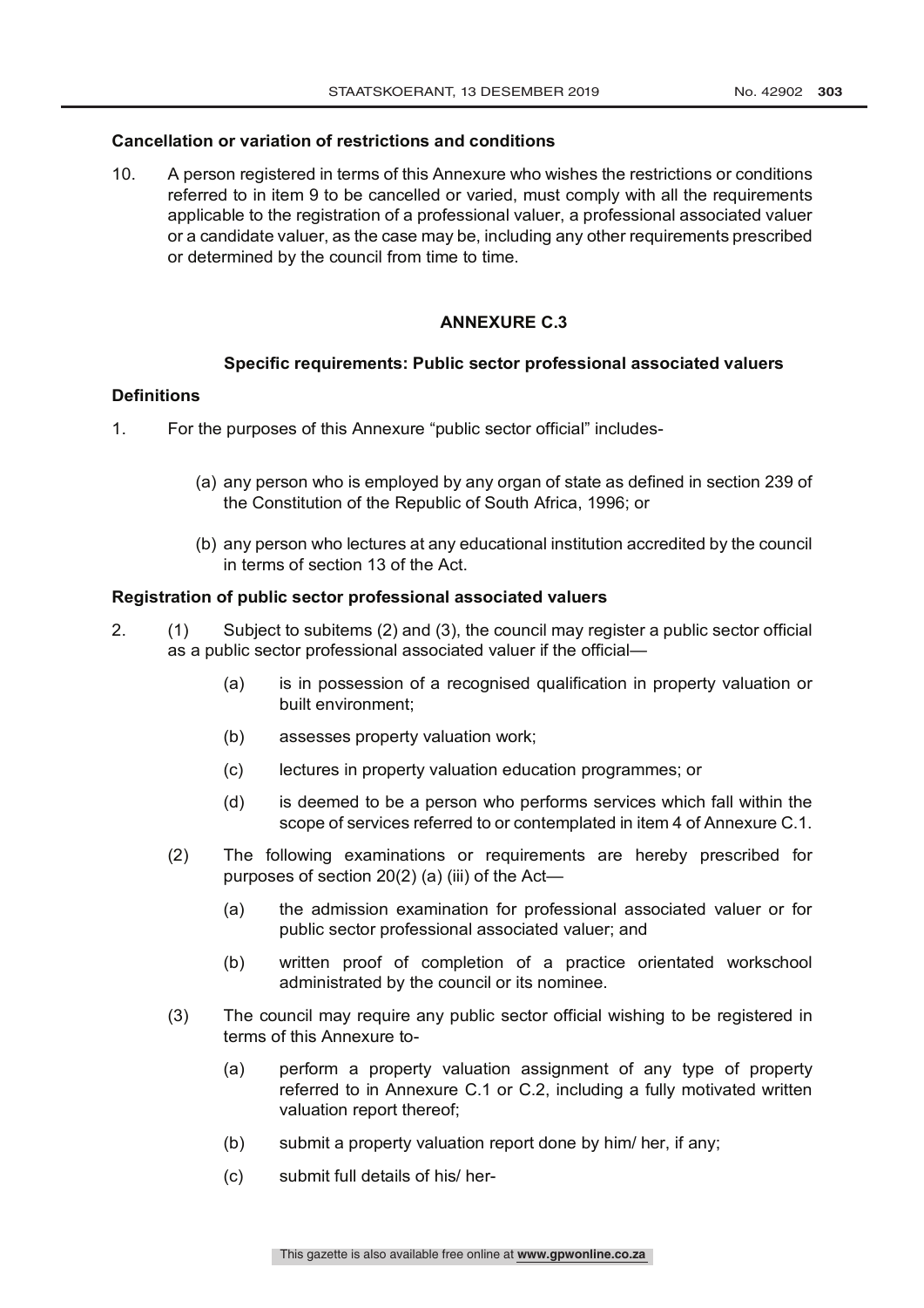**Cancellation or variation of restrictions and conditions**

10. A person registered in terms of this Annexure who wishes the restrictions or conditions referred to in item 9 to be cancelled or varied, must comply with all the requirements applicable to the registration of a professional valuer, a professional associated valuer or a candidate valuer, as the case may be, including any other requirements prescribed or determined by the council from time to time.

## ANNEXURE C.3

### Specific requirements: Public sector professional associated valuers

**Definitions**

1. For the purposes of this Annexure "public sector official" includes-

   (a) any person who is employed by any organ of state as defined in section 239 of the Constitution of the Republic of South Africa, 1996; or

   (b) any person who lectures at any educational institution accredited by the council in terms of section 13 of the Act.

**Registration of public sector professional associated valuers**

2. (1) Subject to subitems (2) and (3), the council may register a public sector official as a public sector professional associated valuer if the official—

   (a) is in possession of a recognised qualification in property valuation or built environment;

   (b) assesses property valuation work;

   (c) lectures in property valuation education programmes; or

   (d) is deemed to be a person who performs services which fall within the scope of services referred to or contemplated in item 4 of Annexure C.1.

   (2) The following examinations or requirements are hereby prescribed for purposes of section 20(2) (a) (iii) of the Act—

   (a) the admission examination for professional associated valuer or for public sector professional associated valuer; and

   (b) written proof of completion of a practice orientated workschool administrated by the council or its nominee.

   (3) The council may require any public sector official wishing to be registered in terms of this Annexure to-

   (a) perform a property valuation assignment of any type of property referred to in Annexure C.1 or C.2, including a fully motivated written valuation report thereof;

   (b) submit a property valuation report done by him/ her, if any;

   (c) submit full details of his/ her-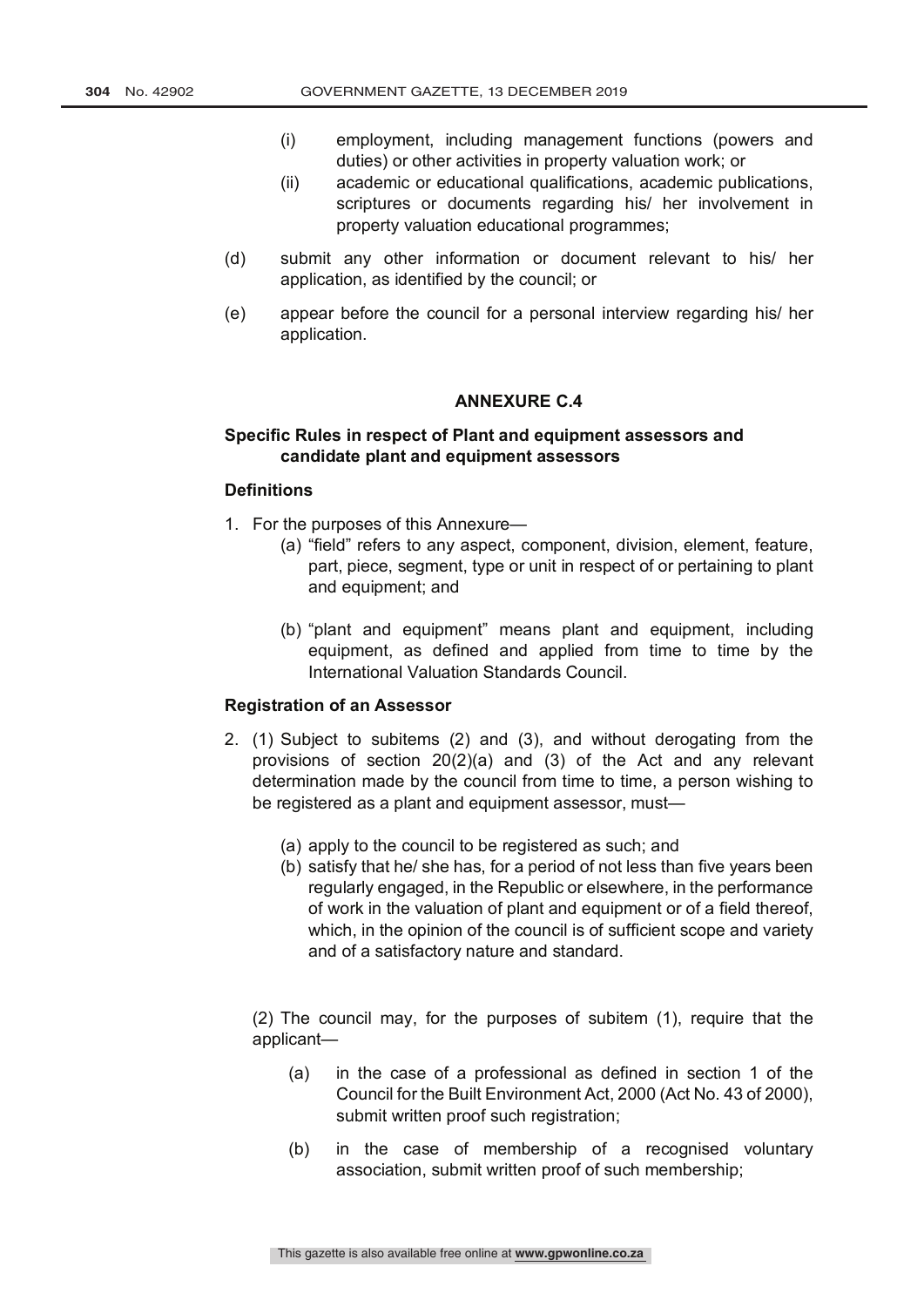(i) employment, including management functions (powers and duties) or other activities in property valuation work; or

(ii) academic or educational qualifications, academic publications, scriptures or documents regarding his/ her involvement in property valuation educational programmes;

(d) submit any other information or document relevant to his/ her application, as identified by the council; or

(e) appear before the council for a personal interview regarding his/ her application.

## ANNEXURE C.4

### Specific Rules in respect of Plant and equipment assessors and candidate plant and equipment assessors

**Definitions**

1. For the purposes of this Annexure—

   (a) "field" refers to any aspect, component, division, element, feature, part, piece, segment, type or unit in respect of or pertaining to plant and equipment; and

   (b) "plant and equipment" means plant and equipment, including equipment, as defined and applied from time to time by the International Valuation Standards Council.

**Registration of an Assessor**

2. (1) Subject to subitems (2) and (3), and without derogating from the provisions of section 20(2)(a) and (3) of the Act and any relevant determination made by the council from time to time, a person wishing to be registered as a plant and equipment assessor, must—

   (a) apply to the council to be registered as such; and

   (b) satisfy that he/ she has, for a period of not less than five years been regularly engaged, in the Republic or elsewhere, in the performance of work in the valuation of plant and equipment or of a field thereof, which, in the opinion of the council is of sufficient scope and variety and of a satisfactory nature and standard.

   (2) The council may, for the purposes of subitem (1), require that the applicant—

   (a) in the case of a professional as defined in section 1 of the Council for the Built Environment Act, 2000 (Act No. 43 of 2000), submit written proof such registration;

   (b) in the case of membership of a recognised voluntary association, submit written proof of such membership;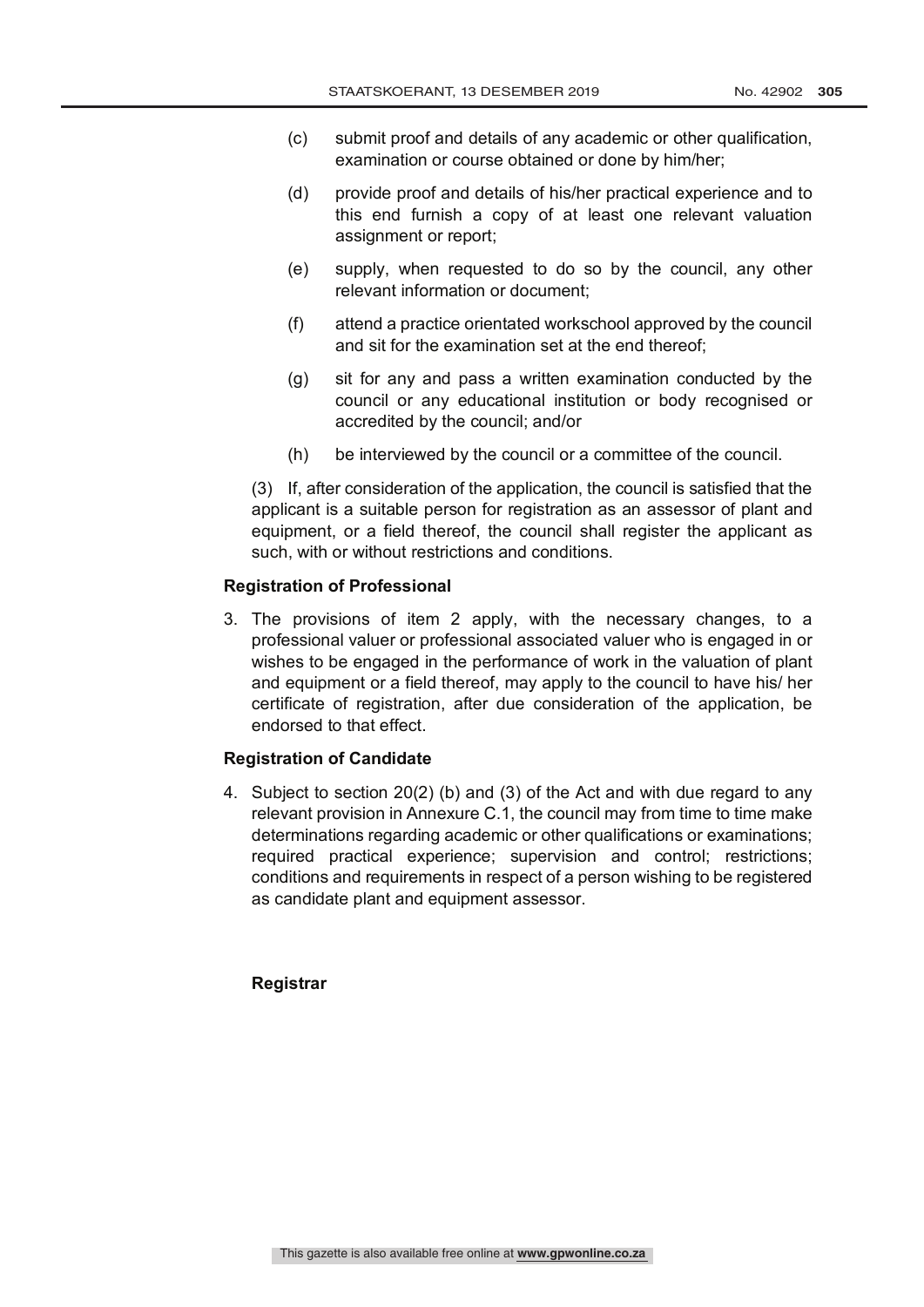(c) submit proof and details of any academic or other qualification, examination or course obtained or done by him/her;

(d) provide proof and details of his/her practical experience and to this end furnish a copy of at least one relevant valuation assignment or report;

(e) supply, when requested to do so by the council, any other relevant information or document;

(f) attend a practice orientated workschool approved by the council and sit for the examination set at the end thereof;

(g) sit for any and pass a written examination conducted by the council or any educational institution or body recognised or accredited by the council; and/or

(h) be interviewed by the council or a committee of the council.

(3) If, after consideration of the application, the council is satisfied that the applicant is a suitable person for registration as an assessor of plant and equipment, or a field thereof, the council shall register the applicant as such, with or without restrictions and conditions.

**Registration of Professional**

3. The provisions of item 2 apply, with the necessary changes, to a professional valuer or professional associated valuer who is engaged in or wishes to be engaged in the performance of work in the valuation of plant and equipment or a field thereof, may apply to the council to have his/ her certificate of registration, after due consideration of the application, be endorsed to that effect.

**Registration of Candidate**

4. Subject to section 20(2) (b) and (3) of the Act and with due regard to any relevant provision in Annexure C.1, the council may from time to time make determinations regarding academic or other qualifications or examinations; required practical experience; supervision and control; restrictions; conditions and requirements in respect of a person wishing to be registered as candidate plant and equipment assessor.

**Registrar**